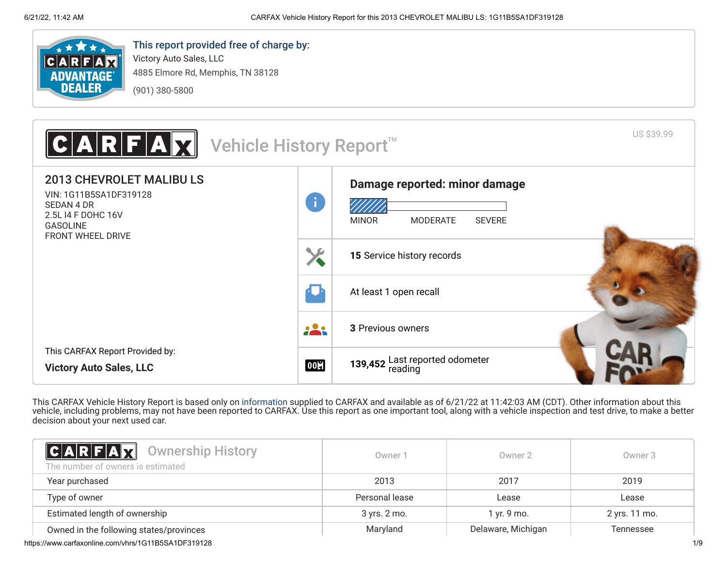This report provided free of charge by:
Victory Auto Sales, LLC
4885 Elmore Rd, Memphis, TN 38128
(901) 380-5800

# CARFAX Vehicle History Report™

US $39.99

## 2013 CHEVROLET MALIBU LS

VIN: 1G11B5SA1DF319128
SEDAN 4 DR
2.5L I4 F DOHC 16V
GASOLINE
FRONT WHEEL DRIVE

This CARFAX Report Provided by:
**Victory Auto Sales, LLC**

**Damage reported: minor damage**

MINOR MODERATE SEVERE

**15** Service history records

At least 1 open recall

**3** Previous owners

**139,452** Last reported odometer reading

This CARFAX Vehicle History Report is based only on information supplied to CARFAX and available as of 6/21/22 at 11:42:03 AM (CDT). Other information about this vehicle, including problems, may not have been reported to CARFAX. Use this report as one important tool, along with a vehicle inspection and test drive, to make a better decision about your next used car.

## CARFAX Ownership History

The number of owners is estimated

| | Owner 1 | Owner 2 | Owner 3 |
|---|---|---|---|
| Year purchased | 2013 | 2017 | 2019 |
| Type of owner | Personal lease | Lease | Lease |
| Estimated length of ownership | 3 yrs. 2 mo. | 1 yr. 9 mo. | 2 yrs. 11 mo. |
| Owned in the following states/provinces | Maryland | Delaware, Michigan | Tennessee |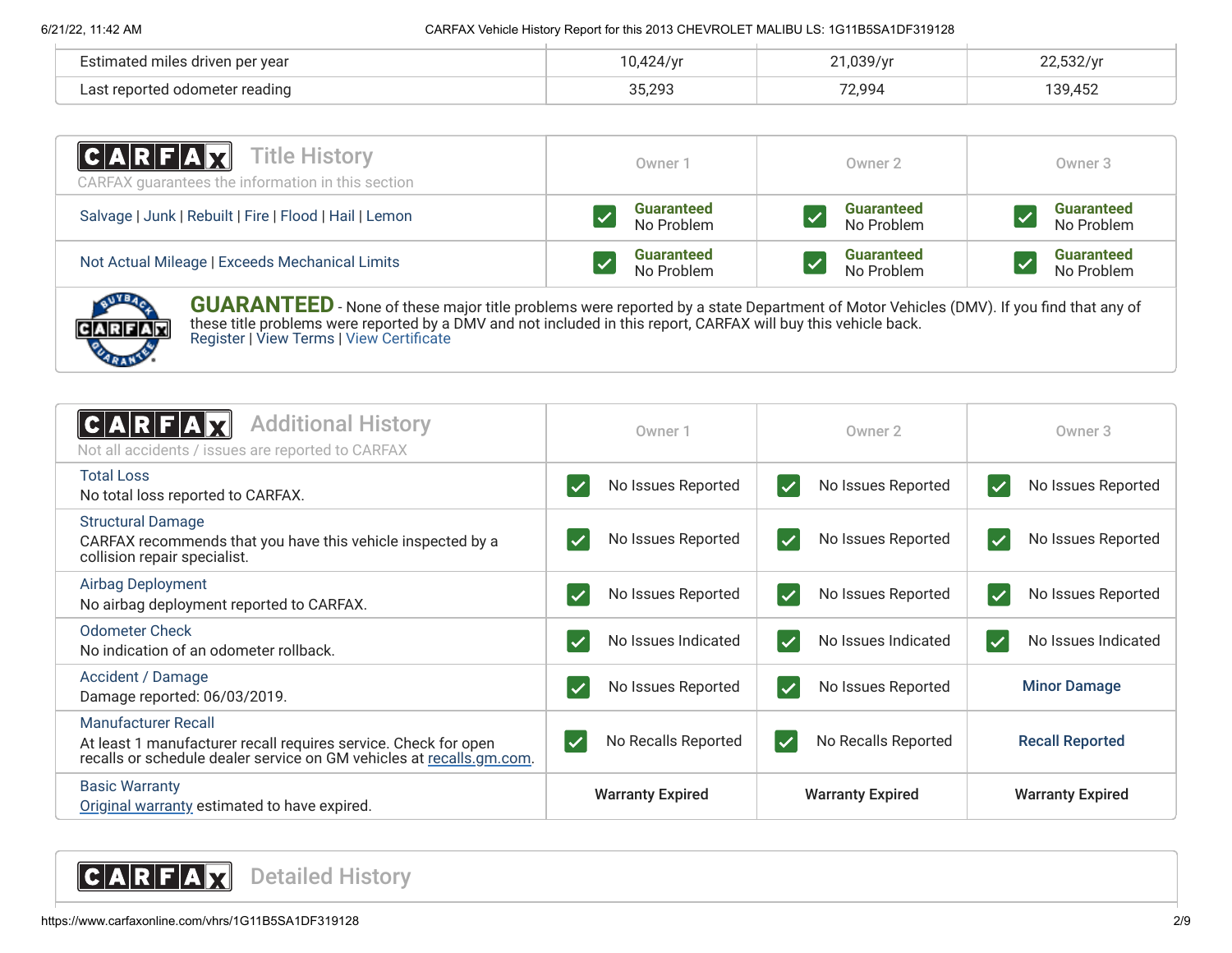| | | | |
|---|---|---|---|
| Estimated miles driven per year | 10,424/yr | 21,039/yr | 22,532/yr |
| Last reported odometer reading | 35,293 | 72,994 | 139,452 |

## CARFAX Title History

CARFAX guarantees the information in this section

| | Owner 1 | Owner 2 | Owner 3 |
|---|---|---|---|
| Salvage \| Junk \| Rebuilt \| Fire \| Flood \| Hail \| Lemon | **Guaranteed** No Problem | **Guaranteed** No Problem | **Guaranteed** No Problem |
| Not Actual Mileage \| Exceeds Mechanical Limits | **Guaranteed** No Problem | **Guaranteed** No Problem | **Guaranteed** No Problem |

**GUARANTEED** - None of these major title problems were reported by a state Department of Motor Vehicles (DMV). If you find that any of these title problems were reported by a DMV and not included in this report, CARFAX will buy this vehicle back.
Register | View Terms | View Certificate

## CARFAX Additional History

Not all accidents / issues are reported to CARFAX

| | Owner 1 | Owner 2 | Owner 3 |
|---|---|---|---|
| Total Loss<br>No total loss reported to CARFAX. | No Issues Reported | No Issues Reported | No Issues Reported |
| Structural Damage<br>CARFAX recommends that you have this vehicle inspected by a collision repair specialist. | No Issues Reported | No Issues Reported | No Issues Reported |
| Airbag Deployment<br>No airbag deployment reported to CARFAX. | No Issues Reported | No Issues Reported | No Issues Reported |
| Odometer Check<br>No indication of an odometer rollback. | No Issues Indicated | No Issues Indicated | No Issues Indicated |
| Accident / Damage<br>Damage reported: 06/03/2019. | No Issues Reported | No Issues Reported | Minor Damage |
| Manufacturer Recall<br>At least 1 manufacturer recall requires service. Check for open recalls or schedule dealer service on GM vehicles at recalls.gm.com. | No Recalls Reported | No Recalls Reported | Recall Reported |
| Basic Warranty<br>Original warranty estimated to have expired. | **Warranty Expired** | **Warranty Expired** | **Warranty Expired** |

## CARFAX Detailed History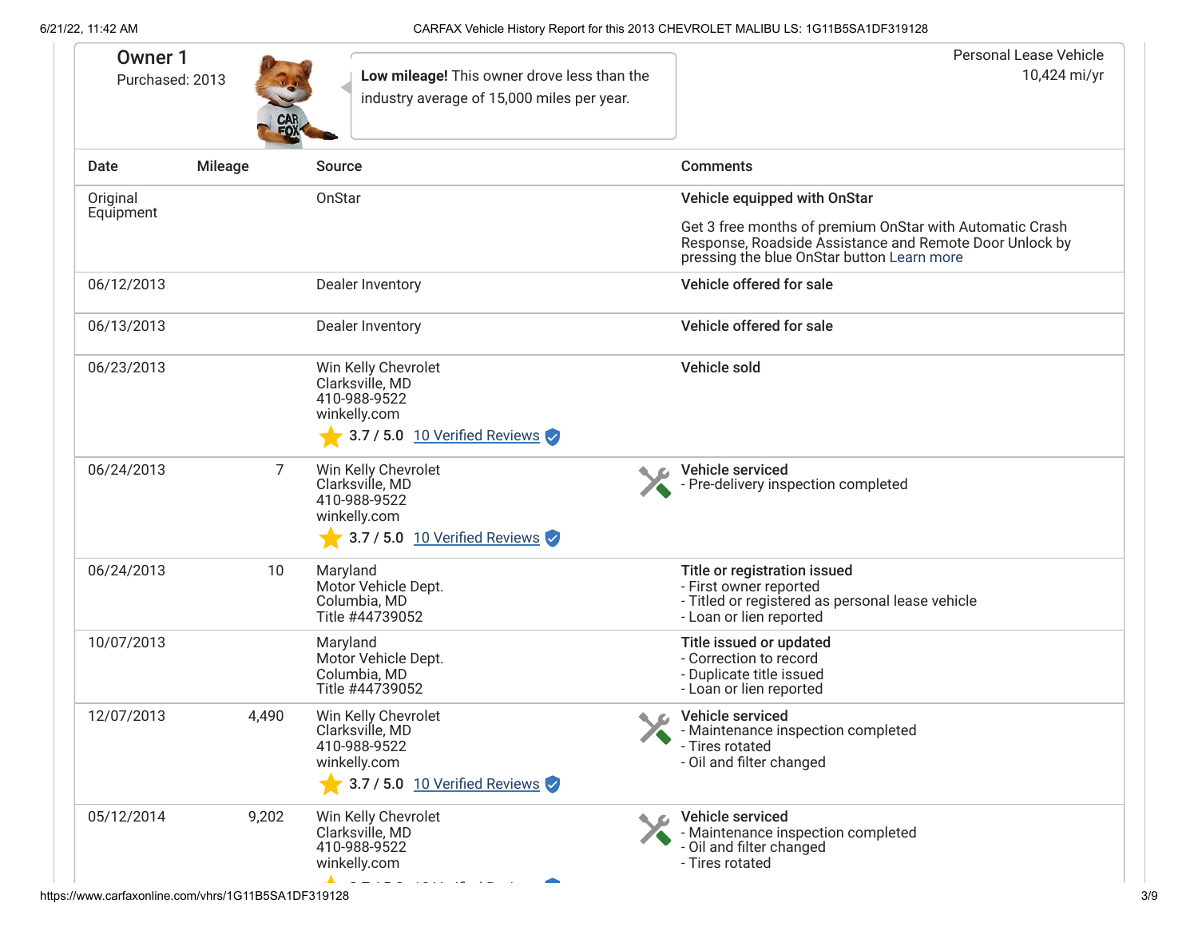## Owner 1

Purchased: 2013

**Low mileage!** This owner drove less than the industry average of 15,000 miles per year.

Personal Lease Vehicle
10,424 mi/yr

| Date | Mileage | Source | Comments |
|---|---|---|---|
| Original Equipment | | OnStar | **Vehicle equipped with OnStar**<br>Get 3 free months of premium OnStar with Automatic Crash Response, Roadside Assistance and Remote Door Unlock by pressing the blue OnStar button Learn more |
| 06/12/2013 | | Dealer Inventory | **Vehicle offered for sale** |
| 06/13/2013 | | Dealer Inventory | **Vehicle offered for sale** |
| 06/23/2013 | | Win Kelly Chevrolet<br>Clarksville, MD<br>410-988-9522<br>winkelly.com<br>3.7 / 5.0 10 Verified Reviews | **Vehicle sold** |
| 06/24/2013 | 7 | Win Kelly Chevrolet<br>Clarksville, MD<br>410-988-9522<br>winkelly.com<br>3.7 / 5.0 10 Verified Reviews | **Vehicle serviced**<br>- Pre-delivery inspection completed |
| 06/24/2013 | 10 | Maryland<br>Motor Vehicle Dept.<br>Columbia, MD<br>Title #44739052 | **Title or registration issued**<br>- First owner reported<br>- Titled or registered as personal lease vehicle<br>- Loan or lien reported |
| 10/07/2013 | | Maryland<br>Motor Vehicle Dept.<br>Columbia, MD<br>Title #44739052 | **Title issued or updated**<br>- Correction to record<br>- Duplicate title issued<br>- Loan or lien reported |
| 12/07/2013 | 4,490 | Win Kelly Chevrolet<br>Clarksville, MD<br>410-988-9522<br>winkelly.com<br>3.7 / 5.0 10 Verified Reviews | **Vehicle serviced**<br>- Maintenance inspection completed<br>- Tires rotated<br>- Oil and filter changed |
| 05/12/2014 | 9,202 | Win Kelly Chevrolet<br>Clarksville, MD<br>410-988-9522<br>winkelly.com | **Vehicle serviced**<br>- Maintenance inspection completed<br>- Oil and filter changed<br>- Tires rotated |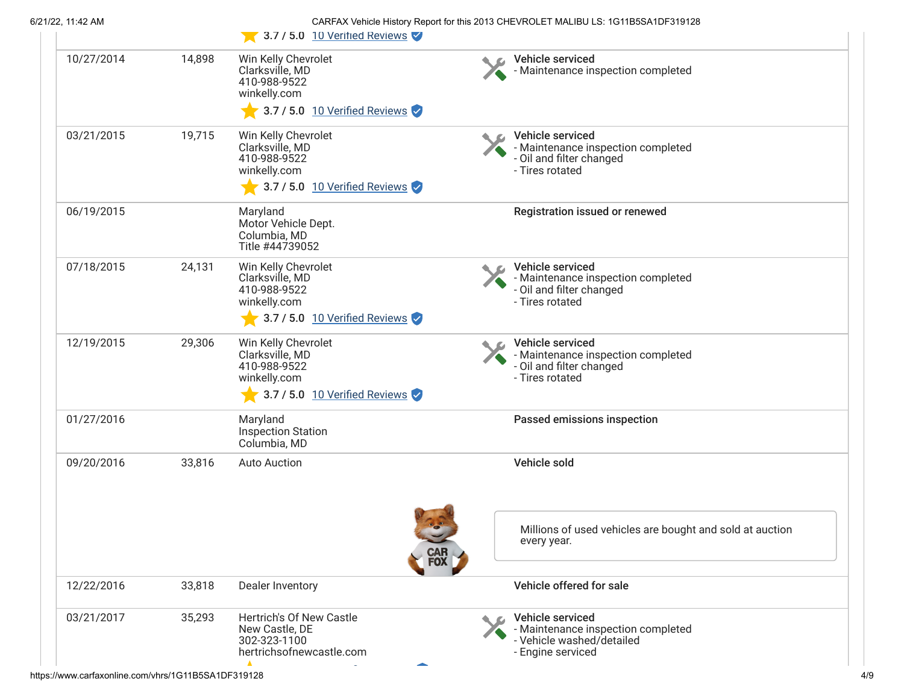| Date | Mileage | Source | Comments |
|---|---|---|---|
| | | 3.7 / 5.0 10 Verified Reviews | |
| 10/27/2014 | 14,898 | Win Kelly Chevrolet<br>Clarksville, MD<br>410-988-9522<br>winkelly.com<br>3.7 / 5.0 10 Verified Reviews | **Vehicle serviced**<br>- Maintenance inspection completed |
| 03/21/2015 | 19,715 | Win Kelly Chevrolet<br>Clarksville, MD<br>410-988-9522<br>winkelly.com<br>3.7 / 5.0 10 Verified Reviews | **Vehicle serviced**<br>- Maintenance inspection completed<br>- Oil and filter changed<br>- Tires rotated |
| 06/19/2015 | | Maryland<br>Motor Vehicle Dept.<br>Columbia, MD<br>Title #44739052 | **Registration issued or renewed** |
| 07/18/2015 | 24,131 | Win Kelly Chevrolet<br>Clarksville, MD<br>410-988-9522<br>winkelly.com<br>3.7 / 5.0 10 Verified Reviews | **Vehicle serviced**<br>- Maintenance inspection completed<br>- Oil and filter changed<br>- Tires rotated |
| 12/19/2015 | 29,306 | Win Kelly Chevrolet<br>Clarksville, MD<br>410-988-9522<br>winkelly.com<br>3.7 / 5.0 10 Verified Reviews | **Vehicle serviced**<br>- Maintenance inspection completed<br>- Oil and filter changed<br>- Tires rotated |
| 01/27/2016 | | Maryland<br>Inspection Station<br>Columbia, MD | **Passed emissions inspection** |
| 09/20/2016 | 33,816 | Auto Auction | **Vehicle sold**<br>Millions of used vehicles are bought and sold at auction every year. |
| 12/22/2016 | 33,818 | Dealer Inventory | **Vehicle offered for sale** |
| 03/21/2017 | 35,293 | Hertrich's Of New Castle<br>New Castle, DE<br>302-323-1100<br>hertrichsofnewcastle.com | **Vehicle serviced**<br>- Maintenance inspection completed<br>- Vehicle washed/detailed<br>- Engine serviced |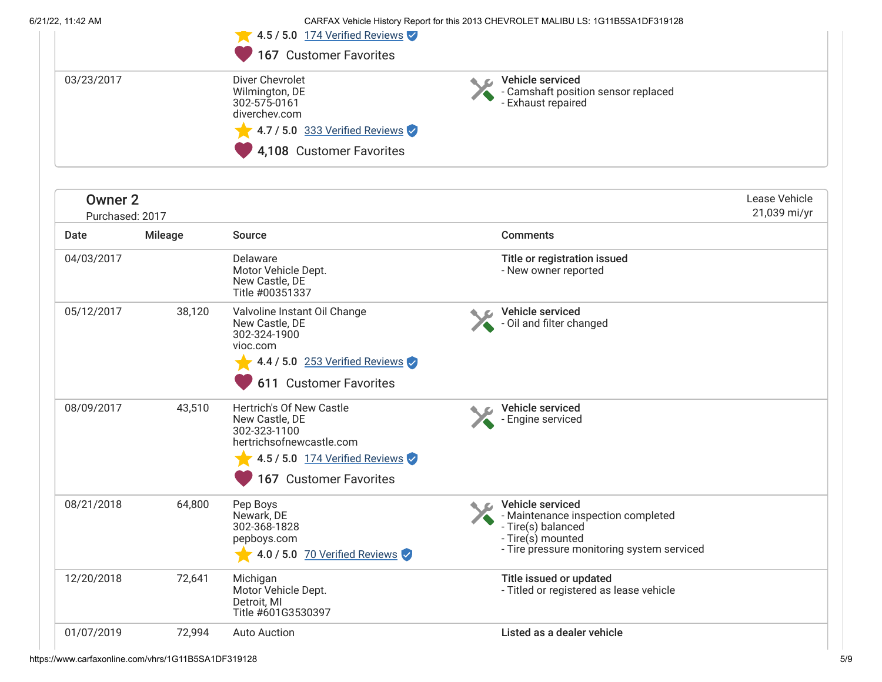4.5 / 5.0 174 Verified Reviews

167 Customer Favorites

| Date | Mileage | Source | Comments |
|---|---|---|---|
| 03/23/2017 | | Diver Chevrolet<br>Wilmington, DE<br>302-575-0161<br>diverchev.com<br>4.7 / 5.0 333 Verified Reviews<br>4,108 Customer Favorites | **Vehicle serviced**<br>- Camshaft position sensor replaced<br>- Exhaust repaired |

## Owner 2

Purchased: 2017

Lease Vehicle
21,039 mi/yr

| Date | Mileage | Source | Comments |
|---|---|---|---|
| 04/03/2017 | | Delaware<br>Motor Vehicle Dept.<br>New Castle, DE<br>Title #00351337 | **Title or registration issued**<br>- New owner reported |
| 05/12/2017 | 38,120 | Valvoline Instant Oil Change<br>New Castle, DE<br>302-324-1900<br>vioc.com<br>4.4 / 5.0 253 Verified Reviews<br>611 Customer Favorites | **Vehicle serviced**<br>- Oil and filter changed |
| 08/09/2017 | 43,510 | Hertrich's Of New Castle<br>New Castle, DE<br>302-323-1100<br>hertrichsofnewcastle.com<br>4.5 / 5.0 174 Verified Reviews<br>167 Customer Favorites | **Vehicle serviced**<br>- Engine serviced |
| 08/21/2018 | 64,800 | Pep Boys<br>Newark, DE<br>302-368-1828<br>pepboys.com<br>4.0 / 5.0 70 Verified Reviews | **Vehicle serviced**<br>- Maintenance inspection completed<br>- Tire(s) balanced<br>- Tire(s) mounted<br>- Tire pressure monitoring system serviced |
| 12/20/2018 | 72,641 | Michigan<br>Motor Vehicle Dept.<br>Detroit, MI<br>Title #601G3530397 | **Title issued or updated**<br>- Titled or registered as lease vehicle |
| 01/07/2019 | 72,994 | Auto Auction | **Listed as a dealer vehicle** |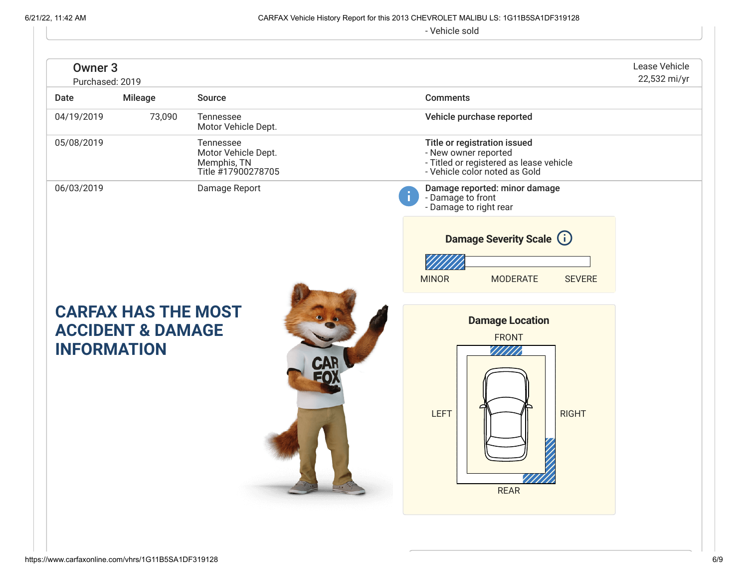- Vehicle sold

## Owner 3

Purchased: 2019

Lease Vehicle
22,532 mi/yr

| Date | Mileage | Source | Comments |
|---|---|---|---|
| 04/19/2019 | 73,090 | Tennessee Motor Vehicle Dept. | **Vehicle purchase reported** |
| 05/08/2019 | | Tennessee Motor Vehicle Dept. Memphis, TN Title #17900278705 | **Title or registration issued** - New owner reported - Titled or registered as lease vehicle - Vehicle color noted as Gold |
| 06/03/2019 | | Damage Report | **Damage reported: minor damage** - Damage to front - Damage to right rear |

**Damage Severity Scale**

MINOR MODERATE SEVERE

**Damage Location**

FRONT

LEFT RIGHT

REAR

**CARFAX HAS THE MOST ACCIDENT & DAMAGE INFORMATION**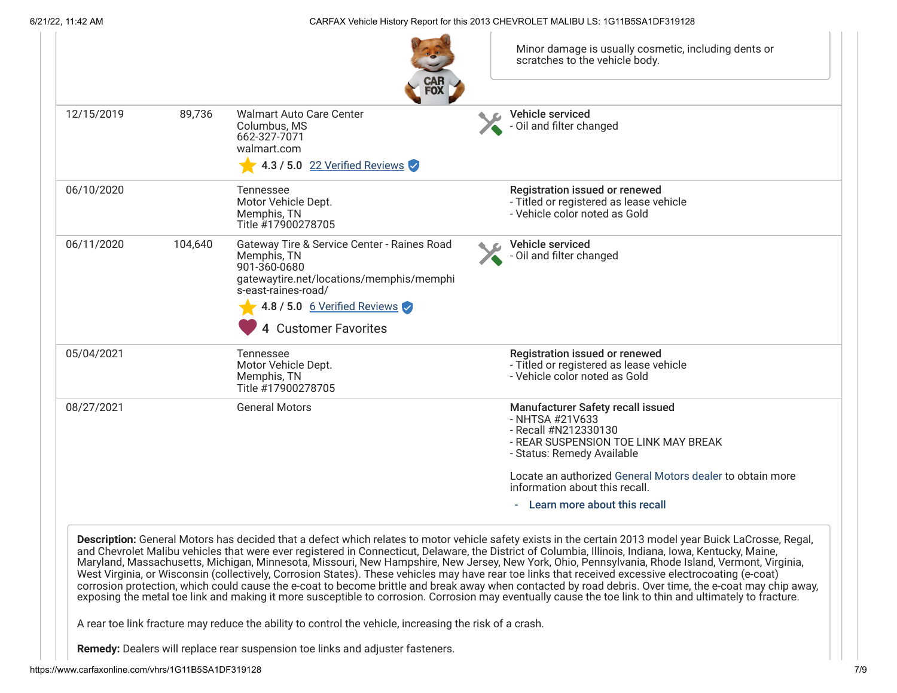Minor damage is usually cosmetic, including dents or scratches to the vehicle body.

| Date | Mileage | Source | Comments |
| --- | --- | --- | --- |
| 12/15/2019 | 89,736 | Walmart Auto Care Center<br>Columbus, MS<br>662-327-7071<br>walmart.com<br>4.3 / 5.0 22 Verified Reviews | **Vehicle serviced**<br>- Oil and filter changed |
| 06/10/2020 | | Tennessee<br>Motor Vehicle Dept.<br>Memphis, TN<br>Title #17900278705 | **Registration issued or renewed**<br>- Titled or registered as lease vehicle<br>- Vehicle color noted as Gold |
| 06/11/2020 | 104,640 | Gateway Tire & Service Center - Raines Road<br>Memphis, TN<br>901-360-0680<br>gatewaytire.net/locations/memphis/memphis-east-raines-road/<br>4.8 / 5.0 6 Verified Reviews<br>4 Customer Favorites | **Vehicle serviced**<br>- Oil and filter changed |
| 05/04/2021 | | Tennessee<br>Motor Vehicle Dept.<br>Memphis, TN<br>Title #17900278705 | **Registration issued or renewed**<br>- Titled or registered as lease vehicle<br>- Vehicle color noted as Gold |
| 08/27/2021 | | General Motors | **Manufacturer Safety recall issued**<br>- NHTSA #21V633<br>- Recall #N212330130<br>- REAR SUSPENSION TOE LINK MAY BREAK<br>- Status: Remedy Available<br><br>Locate an authorized General Motors dealer to obtain more information about this recall.<br>- Learn more about this recall |

**Description:** General Motors has decided that a defect which relates to motor vehicle safety exists in the certain 2013 model year Buick LaCrosse, Regal, and Chevrolet Malibu vehicles that were ever registered in Connecticut, Delaware, the District of Columbia, Illinois, Indiana, Iowa, Kentucky, Maine, Maryland, Massachusetts, Michigan, Minnesota, Missouri, New Hampshire, New Jersey, New York, Ohio, Pennsylvania, Rhode Island, Vermont, Virginia, West Virginia, or Wisconsin (collectively, Corrosion States). These vehicles may have rear toe links that received excessive electrocoating (e-coat) corrosion protection, which could cause the e-coat to become brittle and break away when contacted by road debris. Over time, the e-coat may chip away, exposing the metal toe link and making it more susceptible to corrosion. Corrosion may eventually cause the toe link to thin and ultimately to fracture.

A rear toe link fracture may reduce the ability to control the vehicle, increasing the risk of a crash.

**Remedy:** Dealers will replace rear suspension toe links and adjuster fasteners.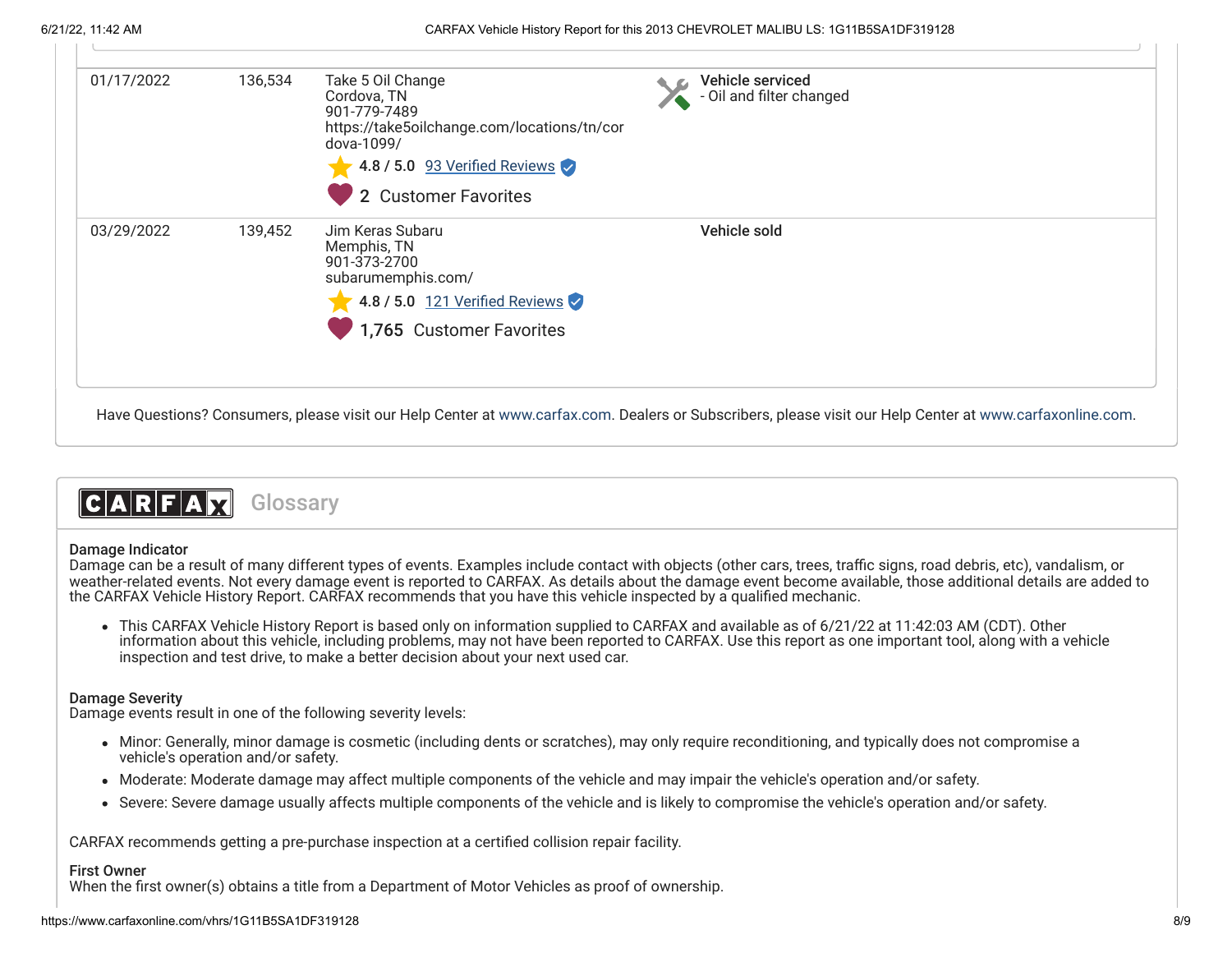| Date | Mileage | Source | Comments |
| --- | --- | --- | --- |
| 01/17/2022 | 136,534 | Take 5 Oil Change<br>Cordova, TN<br>901-779-7489<br>https://take5oilchange.com/locations/tn/cordova-1099/<br>4.8 / 5.0 93 Verified Reviews<br>2 Customer Favorites | **Vehicle serviced**<br>- Oil and filter changed |
| 03/29/2022 | 139,452 | Jim Keras Subaru<br>Memphis, TN<br>901-373-2700<br>subarumemphis.com/<br>4.8 / 5.0 121 Verified Reviews<br>1,765 Customer Favorites | **Vehicle sold** |

Have Questions? Consumers, please visit our Help Center at www.carfax.com. Dealers or Subscribers, please visit our Help Center at www.carfaxonline.com.

## CARFAX Glossary

**Damage Indicator**
Damage can be a result of many different types of events. Examples include contact with objects (other cars, trees, traffic signs, road debris, etc), vandalism, or weather-related events. Not every damage event is reported to CARFAX. As details about the damage event become available, those additional details are added to the CARFAX Vehicle History Report. CARFAX recommends that you have this vehicle inspected by a qualified mechanic.

- This CARFAX Vehicle History Report is based only on information supplied to CARFAX and available as of 6/21/22 at 11:42:03 AM (CDT). Other information about this vehicle, including problems, may not have been reported to CARFAX. Use this report as one important tool, along with a vehicle inspection and test drive, to make a better decision about your next used car.

**Damage Severity**
Damage events result in one of the following severity levels:

- Minor: Generally, minor damage is cosmetic (including dents or scratches), may only require reconditioning, and typically does not compromise a vehicle's operation and/or safety.
- Moderate: Moderate damage may affect multiple components of the vehicle and may impair the vehicle's operation and/or safety.
- Severe: Severe damage usually affects multiple components of the vehicle and is likely to compromise the vehicle's operation and/or safety.

CARFAX recommends getting a pre-purchase inspection at a certified collision repair facility.

**First Owner**
When the first owner(s) obtains a title from a Department of Motor Vehicles as proof of ownership.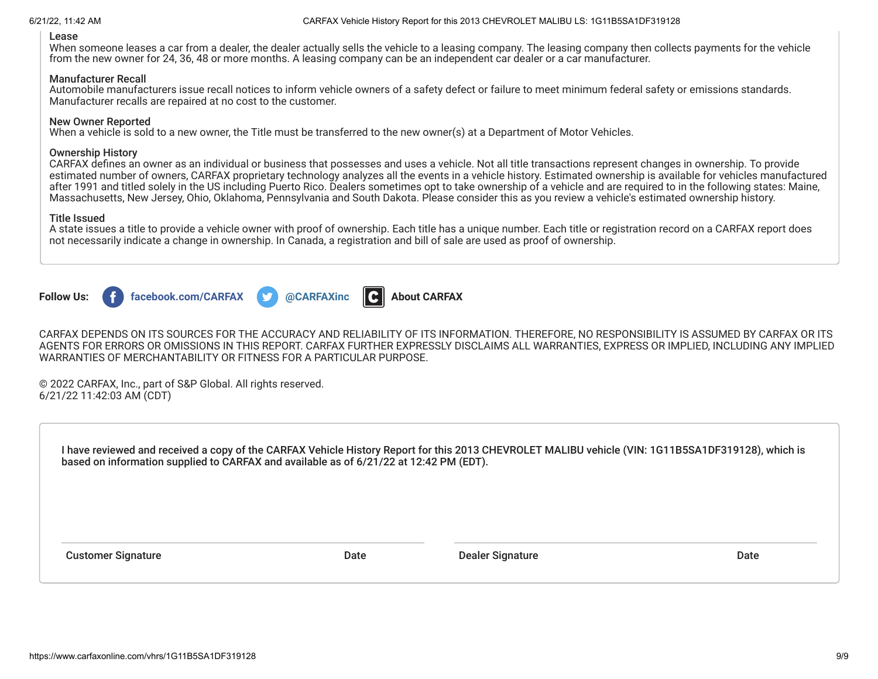**Lease**
When someone leases a car from a dealer, the dealer actually sells the vehicle to a leasing company. The leasing company then collects payments for the vehicle from the new owner for 24, 36, 48 or more months. A leasing company can be an independent car dealer or a car manufacturer.

**Manufacturer Recall**
Automobile manufacturers issue recall notices to inform vehicle owners of a safety defect or failure to meet minimum federal safety or emissions standards. Manufacturer recalls are repaired at no cost to the customer.

**New Owner Reported**
When a vehicle is sold to a new owner, the Title must be transferred to the new owner(s) at a Department of Motor Vehicles.

**Ownership History**
CARFAX defines an owner as an individual or business that possesses and uses a vehicle. Not all title transactions represent changes in ownership. To provide estimated number of owners, CARFAX proprietary technology analyzes all the events in a vehicle history. Estimated ownership is available for vehicles manufactured after 1991 and titled solely in the US including Puerto Rico. Dealers sometimes opt to take ownership of a vehicle and are required to in the following states: Maine, Massachusetts, New Jersey, Ohio, Oklahoma, Pennsylvania and South Dakota. Please consider this as you review a vehicle's estimated ownership history.

**Title Issued**
A state issues a title to provide a vehicle owner with proof of ownership. Each title has a unique number. Each title or registration record on a CARFAX report does not necessarily indicate a change in ownership. In Canada, a registration and bill of sale are used as proof of ownership.

**Follow Us:** facebook.com/CARFAX @CARFAXinc **About CARFAX**

CARFAX DEPENDS ON ITS SOURCES FOR THE ACCURACY AND RELIABILITY OF ITS INFORMATION. THEREFORE, NO RESPONSIBILITY IS ASSUMED BY CARFAX OR ITS AGENTS FOR ERRORS OR OMISSIONS IN THIS REPORT. CARFAX FURTHER EXPRESSLY DISCLAIMS ALL WARRANTIES, EXPRESS OR IMPLIED, INCLUDING ANY IMPLIED WARRANTIES OF MERCHANTABILITY OR FITNESS FOR A PARTICULAR PURPOSE.

© 2022 CARFAX, Inc., part of S&P Global. All rights reserved.
6/21/22 11:42:03 AM (CDT)

I have reviewed and received a copy of the CARFAX Vehicle History Report for this 2013 CHEVROLET MALIBU vehicle (VIN: 1G11B5SA1DF319128), which is based on information supplied to CARFAX and available as of 6/21/22 at 12:42 PM (EDT).

Customer Signature Date

Dealer Signature Date